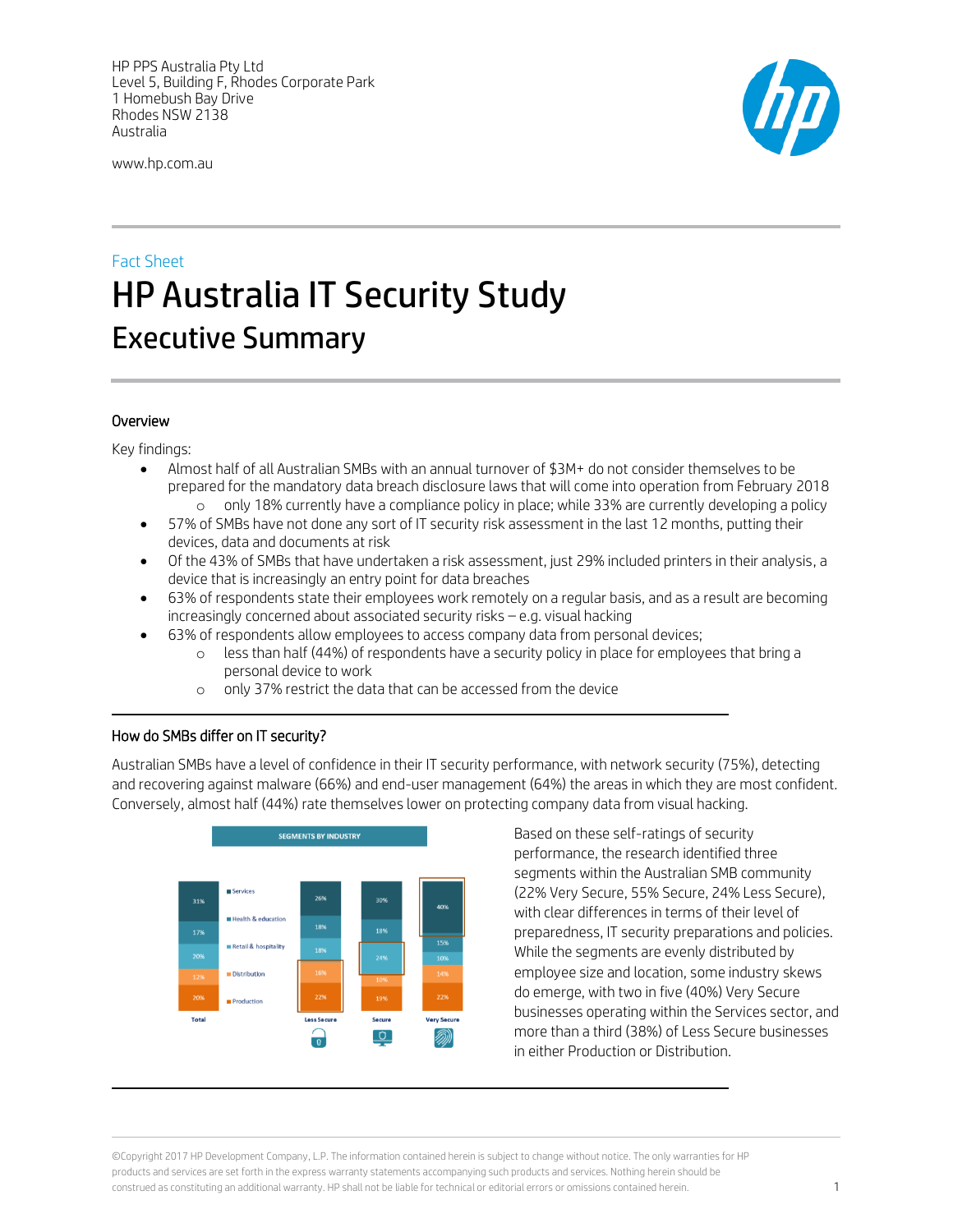HP PPS Australia Pty Ltd
Level 5, Building F, Rhodes Corporate Park
1 Homebush Bay Drive
Rhodes NSW 2138
Australia

www.hp.com.au

Fact Sheet

# HP Australia IT Security Study

## Executive Summary

### Overview

Key findings:

- Almost half of all Australian SMBs with an annual turnover of $3M+ do not consider themselves to be prepared for the mandatory data breach disclosure laws that will come into operation from February 2018
  - only 18% currently have a compliance policy in place; while 33% are currently developing a policy
- 57% of SMBs have not done any sort of IT security risk assessment in the last 12 months, putting their devices, data and documents at risk
- Of the 43% of SMBs that have undertaken a risk assessment, just 29% included printers in their analysis, a device that is increasingly an entry point for data breaches
- 63% of respondents state their employees work remotely on a regular basis, and as a result are becoming increasingly concerned about associated security risks – e.g. visual hacking
- 63% of respondents allow employees to access company data from personal devices;
  - less than half (44%) of respondents have a security policy in place for employees that bring a personal device to work
  - only 37% restrict the data that can be accessed from the device

### How do SMBs differ on IT security?

Australian SMBs have a level of confidence in their IT security performance, with network security (75%), detecting and recovering against malware (66%) and end-user management (64%) the areas in which they are most confident. Conversely, almost half (44%) rate themselves lower on protecting company data from visual hacking.

**SEGMENTS BY INDUSTRY**

| | Total | Less Secure | Secure | Very Secure |
|---|---|---|---|---|
| Services | 33% | 26% | 30% | 40% |
| Health & education | 17% | 18% | 18% | 15% |
| Retail & hospitality | 20% | 18% | 24% | 10% |
| Distribution | 12% | 16% | 10% | 14% |
| Production | 20% | 22% | 19% | 22% |

Based on these self-ratings of security performance, the research identified three segments within the Australian SMB community (22% Very Secure, 55% Secure, 24% Less Secure), with clear differences in terms of their level of preparedness, IT security preparations and policies. While the segments are evenly distributed by employee size and location, some industry skews do emerge, with two in five (40%) Very Secure businesses operating within the Services sector, and more than a third (38%) of Less Secure businesses in either Production or Distribution.

©Copyright 2017 HP Development Company, L.P. The information contained herein is subject to change without notice. The only warranties for HP products and services are set forth in the express warranty statements accompanying such products and services. Nothing herein should be construed as constituting an additional warranty. HP shall not be liable for technical or editorial errors or omissions contained herein.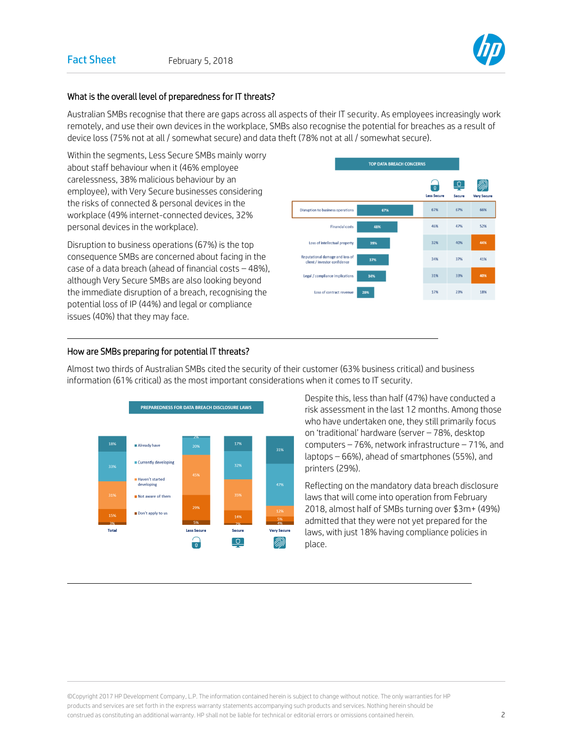## What is the overall level of preparedness for IT threats?

Australian SMBs recognise that there are gaps across all aspects of their IT security. As employees increasingly work remotely, and use their own devices in the workplace, SMBs also recognise the potential for breaches as a result of device loss (75% not at all / somewhat secure) and data theft (78% not at all / somewhat secure).

Within the segments, Less Secure SMBs mainly worry about staff behaviour when it (46% employee carelessness, 38% malicious behaviour by an employee), with Very Secure businesses considering the risks of connected & personal devices in the workplace (49% internet-connected devices, 32% personal devices in the workplace).

Disruption to business operations (67%) is the top consequence SMBs are concerned about facing in the case of a data breach (ahead of financial costs – 48%), although Very Secure SMBs are also looking beyond the immediate disruption of a breach, recognising the potential loss of IP (44%) and legal or compliance issues (40%) that they may face.

**TOP DATA BREACH CONCERNS**

| | Total | Less Secure | Secure | Very Secure |
|---|---|---|---|---|
| Disruption to business operations | 67% | 67% | 67% | 66% |
| Financial costs | 48% | 46% | 47% | 52% |
| Loss of intellectual property | 39% | 32% | 40% | 44% |
| Reputational damage and loss of client / investor confidence | 37% | 34% | 37% | 41% |
| Legal / compliance implications | 34% | 31% | 33% | 40% |
| Loss of contract revenue | 20% | 17% | 23% | 18% |

## How are SMBs preparing for potential IT threats?

Almost two thirds of Australian SMBs cited the security of their customer (63% business critical) and business information (61% critical) as the most important considerations when it comes to IT security.

**PREPAREDNESS FOR DATA BREACH DISCLOSURE LAWS**

| | Total | Less Secure | Secure | Very Secure |
|---|---|---|---|---|
| Already have | 18% | 2% | 17% | 31% |
| Currently developing | 33% | 20% | 32% | 47% |
| Haven't started developing | 31% | 45% | 35% | 12% |
| Not aware of them | 15% | 29% | 14% | 5% |
| Don't apply to us | 3% | 5% | 2% | 4% |

Despite this, less than half (47%) have conducted a risk assessment in the last 12 months. Among those who have undertaken one, they still primarily focus on 'traditional' hardware (server – 78%, desktop computers – 76%, network infrastructure – 71%, and laptops – 66%), ahead of smartphones (55%), and printers (29%).

Reflecting on the mandatory data breach disclosure laws that will come into operation from February 2018, almost half of SMBs turning over $3m+ (49%) admitted that they were not yet prepared for the laws, with just 18% having compliance policies in place.

©Copyright 2017 HP Development Company, L.P. The information contained herein is subject to change without notice. The only warranties for HP products and services are set forth in the express warranty statements accompanying such products and services. Nothing herein should be construed as constituting an additional warranty. HP shall not be liable for technical or editorial errors or omissions contained herein.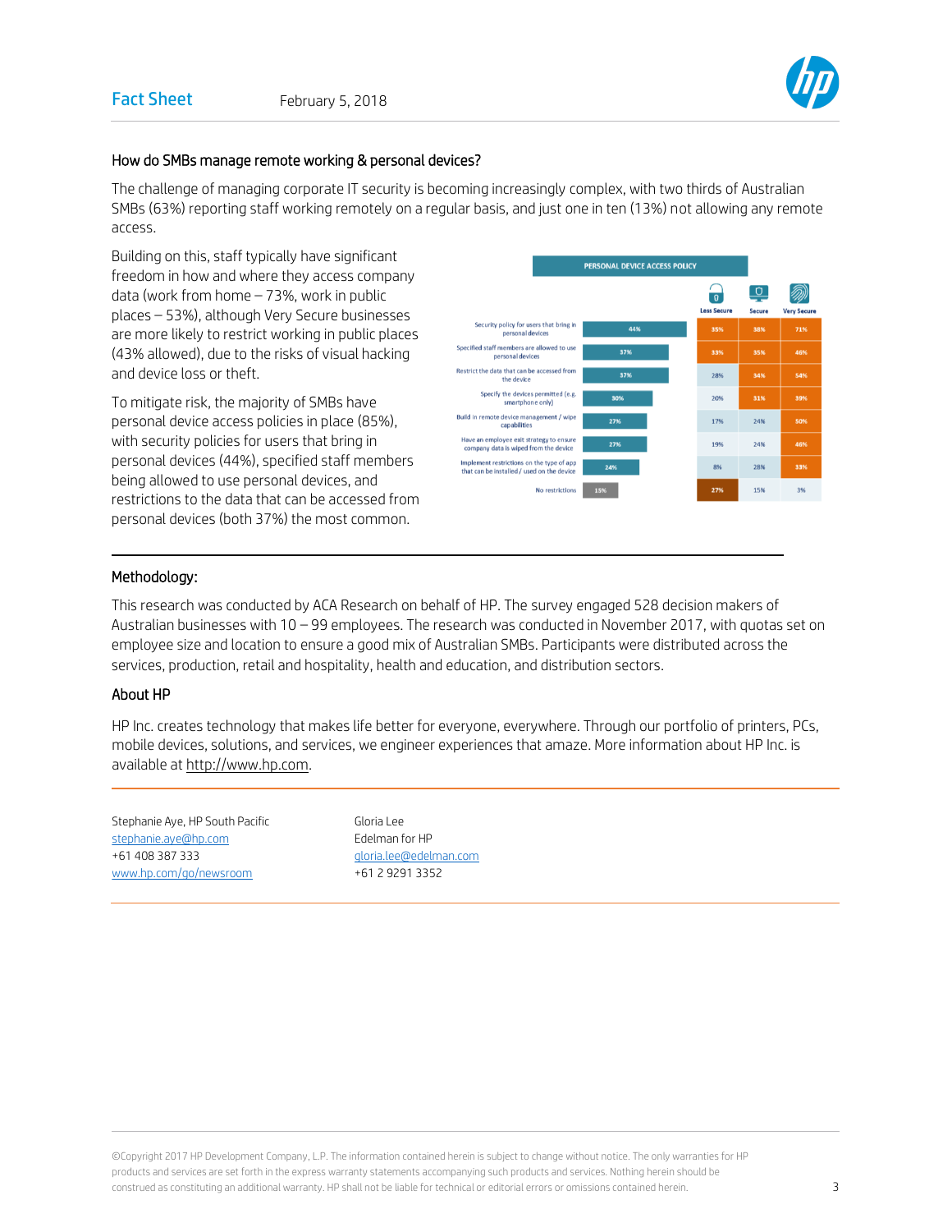### How do SMBs manage remote working & personal devices?

The challenge of managing corporate IT security is becoming increasingly complex, with two thirds of Australian SMBs (63%) reporting staff working remotely on a regular basis, and just one in ten (13%) not allowing any remote access.

Building on this, staff typically have significant freedom in how and where they access company data (work from home – 73%, work in public places – 53%), although Very Secure businesses are more likely to restrict working in public places (43% allowed), due to the risks of visual hacking and device loss or theft.

To mitigate risk, the majority of SMBs have personal device access policies in place (85%), with security policies for users that bring in personal devices (44%), specified staff members being allowed to use personal devices, and restrictions to the data that can be accessed from personal devices (both 37%) the most common.

PERSONAL DEVICE ACCESS POLICY

Less Secure
Secure
Very Secure

Security policy for users that bring in personal devices 44% 35% 38% 71%
Specified staff members are allowed to use personal devices 37% 33% 35% 46%
Restrict the data that can be accessed from the device 37% 28% 34% 54%
Specify the devices permitted (e.g. smartphone only) 30% 20% 31% 39%
Build in remote device management / wipe capabilities 27% 17% 24% 50%
Have an employee exit strategy to ensure company data is wiped from the device 27% 19% 24% 46%
Implement restrictions on the type of app that can be installed / used on the device 24% 8% 28% 33%
No restrictions 15% 27% 15% 3%

### Methodology:

This research was conducted by ACA Research on behalf of HP. The survey engaged 528 decision makers of Australian businesses with 10 – 99 employees. The research was conducted in November 2017, with quotas set on employee size and location to ensure a good mix of Australian SMBs. Participants were distributed across the services, production, retail and hospitality, health and education, and distribution sectors.

### About HP

HP Inc. creates technology that makes life better for everyone, everywhere. Through our portfolio of printers, PCs, mobile devices, solutions, and services, we engineer experiences that amaze. More information about HP Inc. is available at http://www.hp.com.

Stephanie Aye, HP South Pacific
stephanie.aye@hp.com
+61 408 387 333
www.hp.com/go/newsroom

Gloria Lee
Edelman for HP
gloria.lee@edelman.com
+61 2 9291 3352

©Copyright 2017 HP Development Company, L.P. The information contained herein is subject to change without notice. The only warranties for HP products and services are set forth in the express warranty statements accompanying such products and services. Nothing herein should be construed as constituting an additional warranty. HP shall not be liable for technical or editorial errors or omissions contained herein.